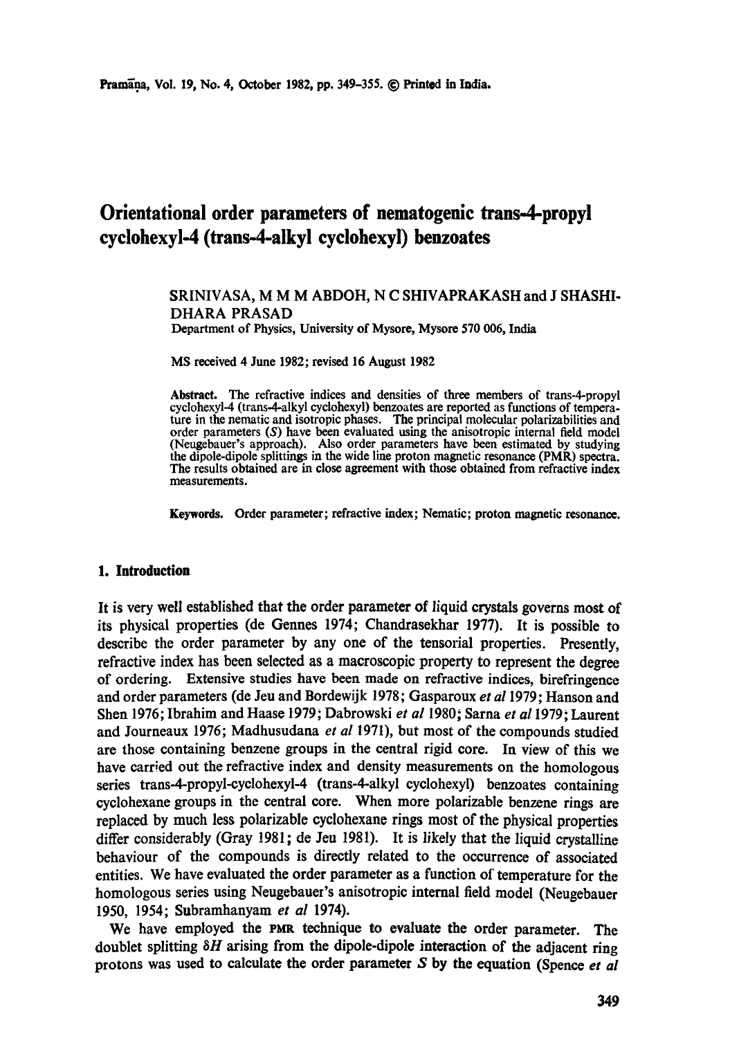# Orientational order parameters of nematogenic trans-4-propyl cyclohexyl-4 (trans-4-alkyl cyclohexyl) benzoates

SRINIVASA, M M M ABDOH, N C SHIVAPRAKASH and J SHASHIDHARA PRASAD

Department of Physics, University of Mysore, Mysore 570 006, India

MS received 4 June 1982; revised 16 August 1982

**Abstract.** The refractive indices and densities of three members of trans-4-propyl cyclohexyl-4 (trans-4-alkyl cyclohexyl) benzoates are reported as functions of temperature in the nematic and isotropic phases. The principal molecular polarizabilities and order parameters ($S$) have been evaluated using the anisotropic internal field model (Neugebauer's approach). Also order parameters have been estimated by studying the dipole-dipole splittings in the wide line proton magnetic resonance (PMR) spectra. The results obtained are in close agreement with those obtained from refractive index measurements.

**Keywords.** Order parameter; refractive index; Nematic; proton magnetic resonance.

## 1. Introduction

It is very well established that the order parameter of liquid crystals governs most of its physical properties (de Gennes 1974; Chandrasekhar 1977). It is possible to describe the order parameter by any one of the tensorial properties. Presently, refractive index has been selected as a macroscopic property to represent the degree of ordering. Extensive studies have been made on refractive indices, birefringence and order parameters (de Jeu and Bordewijk 1978; Gasparoux *et al* 1979; Hanson and Shen 1976; Ibrahim and Haase 1979; Dabrowski *et al* 1980; Sarna *et al* 1979; Laurent and Journeaux 1976; Madhusudana *et al* 1971), but most of the compounds studied are those containing benzene groups in the central rigid core. In view of this we have carried out the refractive index and density measurements on the homologous series trans-4-propyl-cyclohexyl-4 (trans-4-alkyl cyclohexyl) benzoates containing cyclohexane groups in the central core. When more polarizable benzene rings are replaced by much less polarizable cyclohexane rings most of the physical properties differ considerably (Gray 1981; de Jeu 1981). It is likely that the liquid crystalline behaviour of the compounds is directly related to the occurrence of associated entities. We have evaluated the order parameter as a function of temperature for the homologous series using Neugebauer's anisotropic internal field model (Neugebauer 1950, 1954; Subramhanyam *et al* 1974).

We have employed the PMR technique to evaluate the order parameter. The doublet splitting $\delta H$ arising from the dipole-dipole interaction of the adjacent ring protons was used to calculate the order parameter $S$ by the equation (Spence *et al*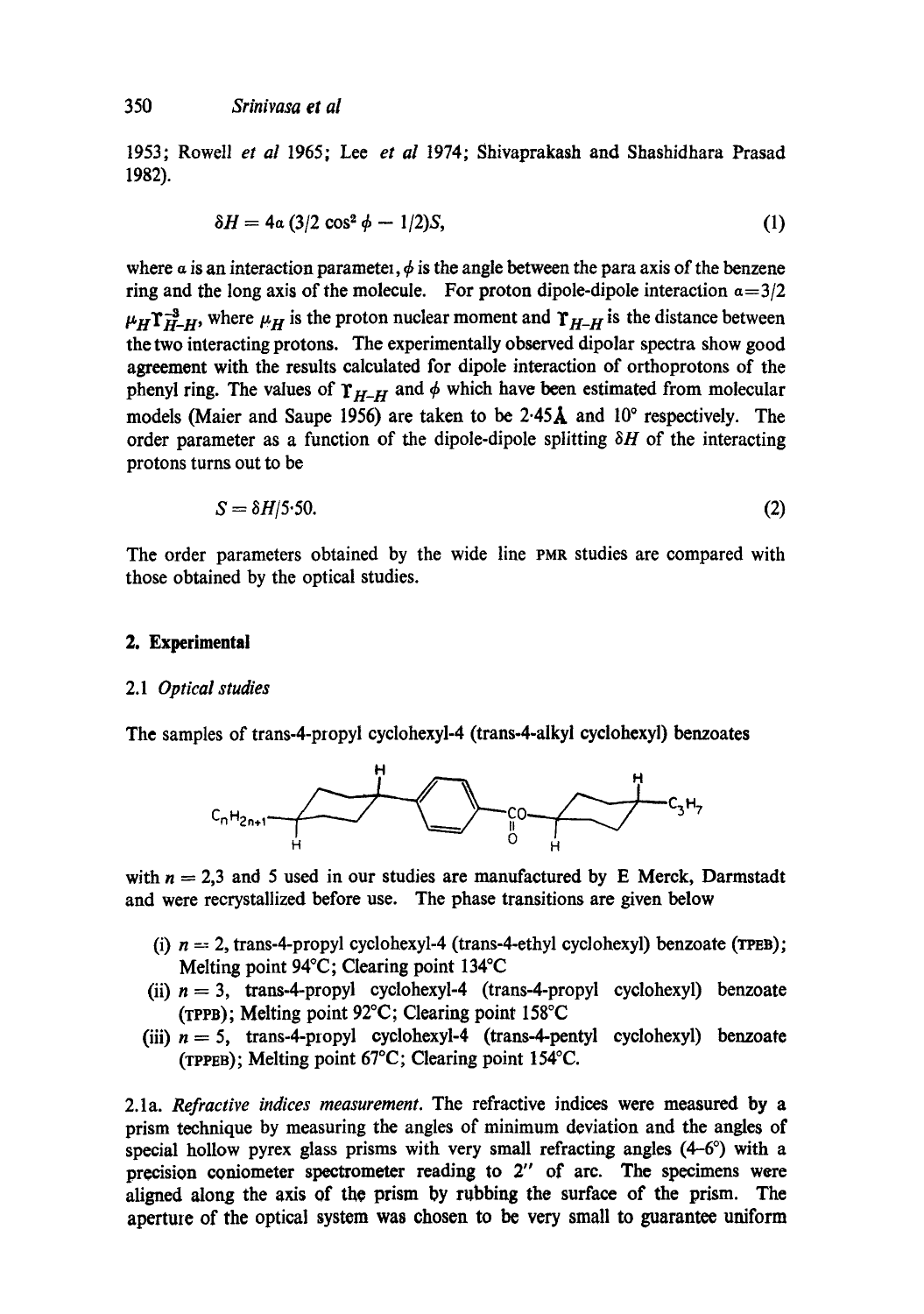1953; Rowell *et al* 1965; Lee *et al* 1974; Shivaprakash and Shashidhara Prasad 1982).

$$\delta H = 4\alpha\,(3/2\cos^2\phi - 1/2)S, \tag{1}$$

where $\alpha$ is an interaction parameter, $\phi$ is the angle between the para axis of the benzene ring and the long axis of the molecule. For proton dipole-dipole interaction $\alpha = 3/2\,\mu_H r_{H-H}^{-3}$, where $\mu_H$ is the proton nuclear moment and $r_{H-H}$ is the distance between the two interacting protons. The experimentally observed dipolar spectra show good agreement with the results calculated for dipole interaction of orthoprotons of the phenyl ring. The values of $r_{H-H}$ and $\phi$ which have been estimated from molecular models (Maier and Saupe 1956) are taken to be 2·45Å and 10° respectively. The order parameter as a function of the dipole-dipole splitting $\delta H$ of the interacting protons turns out to be

$$S = \delta H/5{\cdot}50. \tag{2}$$

The order parameters obtained by the wide line PMR studies are compared with those obtained by the optical studies.

## 2. Experimental

### 2.1 *Optical studies*

The samples of trans-4-propyl cyclohexyl-4 (trans-4-alkyl cyclohexyl) benzoates

$C_nH_{2n+1}$–(trans-cyclohexyl)–(phenyl)–CO(=O)–O–(trans-cyclohexyl)–$C_3H_7$

with $n = 2,3$ and 5 used in our studies are manufactured by E Merck, Darmstadt and were recrystallized before use. The phase transitions are given below

(i) $n = 2$, trans-4-propyl cyclohexyl-4 (trans-4-ethyl cyclohexyl) benzoate (TPEB); Melting point 94°C; Clearing point 134°C

(ii) $n = 3$, trans-4-propyl cyclohexyl-4 (trans-4-propyl cyclohexyl) benzoate (TPPB); Melting point 92°C; Clearing point 158°C

(iii) $n = 5$, trans-4-propyl cyclohexyl-4 (trans-4-pentyl cyclohexyl) benzoate (TPPEB); Melting point 67°C; Clearing point 154°C.

2.1a. *Refractive indices measurement.* The refractive indices were measured by a prism technique by measuring the angles of minimum deviation and the angles of special hollow pyrex glass prisms with very small refracting angles (4–6°) with a precision goniometer spectrometer reading to 2″ of arc. The specimens were aligned along the axis of the prism by rubbing the surface of the prism. The aperture of the optical system was chosen to be very small to guarantee uniform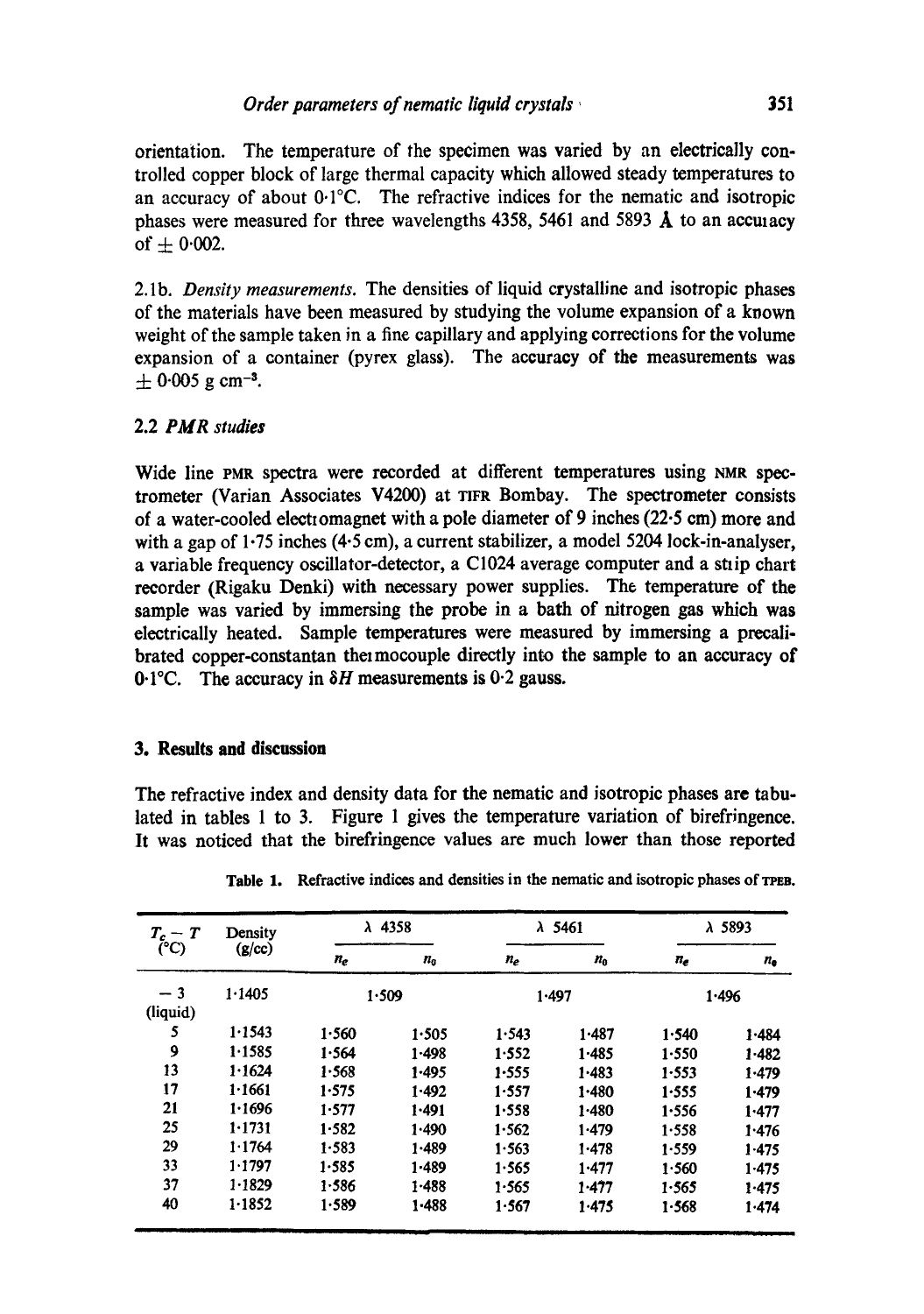orientation. The temperature of the specimen was varied by an electrically controlled copper block of large thermal capacity which allowed steady temperatures to an accuracy of about 0·1°C. The refractive indices for the nematic and isotropic phases were measured for three wavelengths 4358, 5461 and 5893 Å to an accuracy of ± 0·002.

2.1b. *Density measurements.* The densities of liquid crystalline and isotropic phases of the materials have been measured by studying the volume expansion of a known weight of the sample taken in a fine capillary and applying corrections for the volume expansion of a container (pyrex glass). The accuracy of the measurements was ± 0·005 g cm$^{-3}$.

### 2.2 *PMR studies*

Wide line PMR spectra were recorded at different temperatures using NMR spectrometer (Varian Associates V4200) at TIFR Bombay. The spectrometer consists of a water-cooled electromagnet with a pole diameter of 9 inches (22·5 cm) more and with a gap of 1·75 inches (4·5 cm), a current stabilizer, a model 5204 lock-in-analyser, a variable frequency oscillator-detector, a C1024 average computer and a strip chart recorder (Rigaku Denki) with necessary power supplies. The temperature of the sample was varied by immersing the probe in a bath of nitrogen gas which was electrically heated. Sample temperatures were measured by immersing a precalibrated copper-constantan thermocouple directly into the sample to an accuracy of 0·1°C. The accuracy in $\delta H$ measurements is 0·2 gauss.

## 3. Results and discussion

The refractive index and density data for the nematic and isotropic phases are tabulated in tables 1 to 3. Figure 1 gives the temperature variation of birefringence. It was noticed that the birefringence values are much lower than those reported

**Table 1.** Refractive indices and densities in the nematic and isotropic phases of TPEB.

| $T_c - T$ (°C) | Density (g/cc) | λ 4358 | | λ 5461 | | λ 5893 | |
|---|---|---|---|---|---|---|---|
| | | $n_e$ | $n_0$ | $n_e$ | $n_0$ | $n_e$ | $n_0$ |
| − 3 (liquid) | 1·1405 | 1·509 | | 1·497 | | 1·496 | |
| 5 | 1·1543 | 1·560 | 1·505 | 1·543 | 1·487 | 1·540 | 1·484 |
| 9 | 1·1585 | 1·564 | 1·498 | 1·552 | 1·485 | 1·550 | 1·482 |
| 13 | 1·1624 | 1·568 | 1·495 | 1·555 | 1·483 | 1·553 | 1·479 |
| 17 | 1·1661 | 1·575 | 1·492 | 1·557 | 1·480 | 1·555 | 1·479 |
| 21 | 1·1696 | 1·577 | 1·491 | 1·558 | 1·480 | 1·556 | 1·477 |
| 25 | 1·1731 | 1·582 | 1·490 | 1·562 | 1·479 | 1·558 | 1·476 |
| 29 | 1·1764 | 1·583 | 1·489 | 1·563 | 1·478 | 1·559 | 1·475 |
| 33 | 1·1797 | 1·585 | 1·489 | 1·565 | 1·477 | 1·560 | 1·475 |
| 37 | 1·1829 | 1·586 | 1·488 | 1·565 | 1·477 | 1·565 | 1·475 |
| 40 | 1·1852 | 1·589 | 1·488 | 1·567 | 1·475 | 1·568 | 1·474 |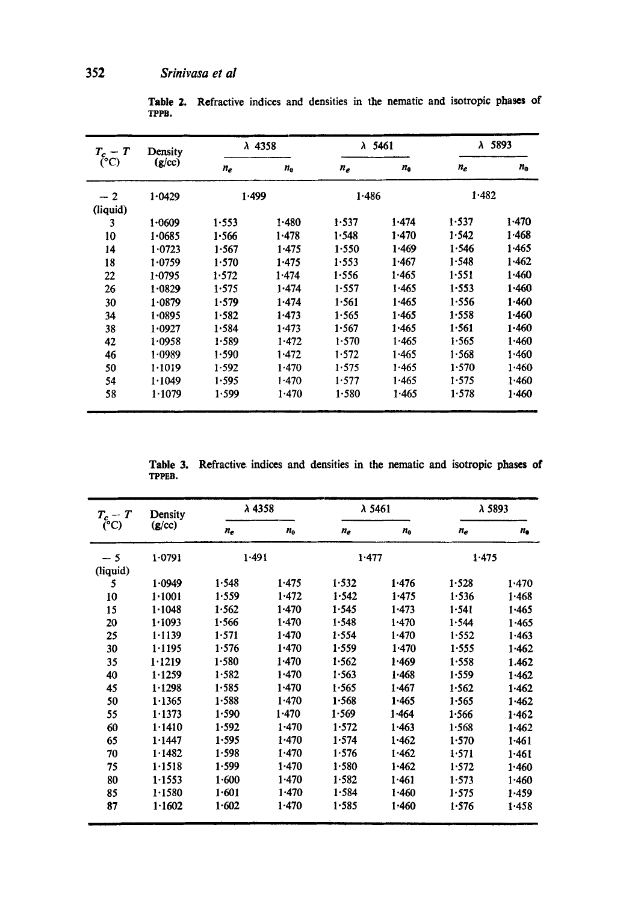**Table 2.** Refractive indices and densities in the nematic and isotropic phases of TPPB.

| $T_c - T$ (°C) | Density (g/cc) | λ 4358 | | λ 5461 | | λ 5893 | |
|---|---|---|---|---|---|---|---|
| | | $n_e$ | $n_0$ | $n_e$ | $n_0$ | $n_e$ | $n_0$ |
| − 2 (liquid) | 1·0429 | 1·499 | | 1·486 | | 1·482 | |
| 3 | 1·0609 | 1·553 | 1·480 | 1·537 | 1·474 | 1·537 | 1·470 |
| 10 | 1·0685 | 1·566 | 1·478 | 1·548 | 1·470 | 1·542 | 1·468 |
| 14 | 1·0723 | 1·567 | 1·475 | 1·550 | 1·469 | 1·546 | 1·465 |
| 18 | 1·0759 | 1·570 | 1·475 | 1·553 | 1·467 | 1·548 | 1·462 |
| 22 | 1·0795 | 1·572 | 1·474 | 1·556 | 1·465 | 1·551 | 1·460 |
| 26 | 1·0829 | 1·575 | 1·474 | 1·557 | 1·465 | 1·553 | 1·460 |
| 30 | 1·0879 | 1·579 | 1·474 | 1·561 | 1·465 | 1·556 | 1·460 |
| 34 | 1·0895 | 1·582 | 1·473 | 1·565 | 1·465 | 1·558 | 1·460 |
| 38 | 1·0927 | 1·584 | 1·473 | 1·567 | 1·465 | 1·561 | 1·460 |
| 42 | 1·0958 | 1·589 | 1·472 | 1·570 | 1·465 | 1·565 | 1·460 |
| 46 | 1·0989 | 1·590 | 1·472 | 1·572 | 1·465 | 1·568 | 1·460 |
| 50 | 1·1019 | 1·592 | 1·470 | 1·575 | 1·465 | 1·570 | 1·460 |
| 54 | 1·1049 | 1·595 | 1·470 | 1·577 | 1·465 | 1·575 | 1·460 |
| 58 | 1·1079 | 1·599 | 1·470 | 1·580 | 1·465 | 1·578 | 1·460 |

**Table 3.** Refractive indices and densities in the nematic and isotropic phases of TPPEB.

| $T_c - T$ (°C) | Density (g/cc) | λ 4358 | | λ 5461 | | λ 5893 | |
|---|---|---|---|---|---|---|---|
| | | $n_e$ | $n_0$ | $n_e$ | $n_0$ | $n_e$ | $n_0$ |
| − 5 (liquid) | 1·0791 | 1·491 | | 1·477 | | 1·475 | |
| 5 | 1·0949 | 1·548 | 1·475 | 1·532 | 1·476 | 1·528 | 1·470 |
| 10 | 1·1001 | 1·559 | 1·472 | 1·542 | 1·475 | 1·536 | 1·468 |
| 15 | 1·1048 | 1·562 | 1·470 | 1·545 | 1·473 | 1·541 | 1·465 |
| 20 | 1·1093 | 1·566 | 1·470 | 1·548 | 1·470 | 1·544 | 1·465 |
| 25 | 1·1139 | 1·571 | 1·470 | 1·554 | 1·470 | 1·552 | 1·463 |
| 30 | 1·1195 | 1·576 | 1·470 | 1·559 | 1·470 | 1·555 | 1·462 |
| 35 | 1·1219 | 1·580 | 1·470 | 1·562 | 1·469 | 1·558 | 1.462 |
| 40 | 1·1259 | 1·582 | 1·470 | 1·563 | 1·468 | 1·559 | 1·462 |
| 45 | 1·1298 | 1·585 | 1·470 | 1·565 | 1·467 | 1·562 | 1·462 |
| 50 | 1·1365 | 1·588 | 1·470 | 1·568 | 1·465 | 1·565 | 1·462 |
| 55 | 1·1373 | 1·590 | 1·470 | 1·569 | 1·464 | 1·566 | 1·462 |
| 60 | 1·1410 | 1·592 | 1·470 | 1·572 | 1·463 | 1·568 | 1·462 |
| 65 | 1·1447 | 1·595 | 1·470 | 1·574 | 1·462 | 1·570 | 1·461 |
| 70 | 1·1482 | 1·598 | 1·470 | 1·576 | 1·462 | 1·571 | 1·461 |
| 75 | 1·1518 | 1·599 | 1·470 | 1·580 | 1·462 | 1·572 | 1·460 |
| 80 | 1·1553 | 1·600 | 1·470 | 1·582 | 1·461 | 1·573 | 1·460 |
| 85 | 1·1580 | 1·601 | 1·470 | 1·584 | 1·460 | 1·575 | 1·459 |
| 87 | 1·1602 | 1·602 | 1·470 | 1·585 | 1·460 | 1·576 | 1·458 |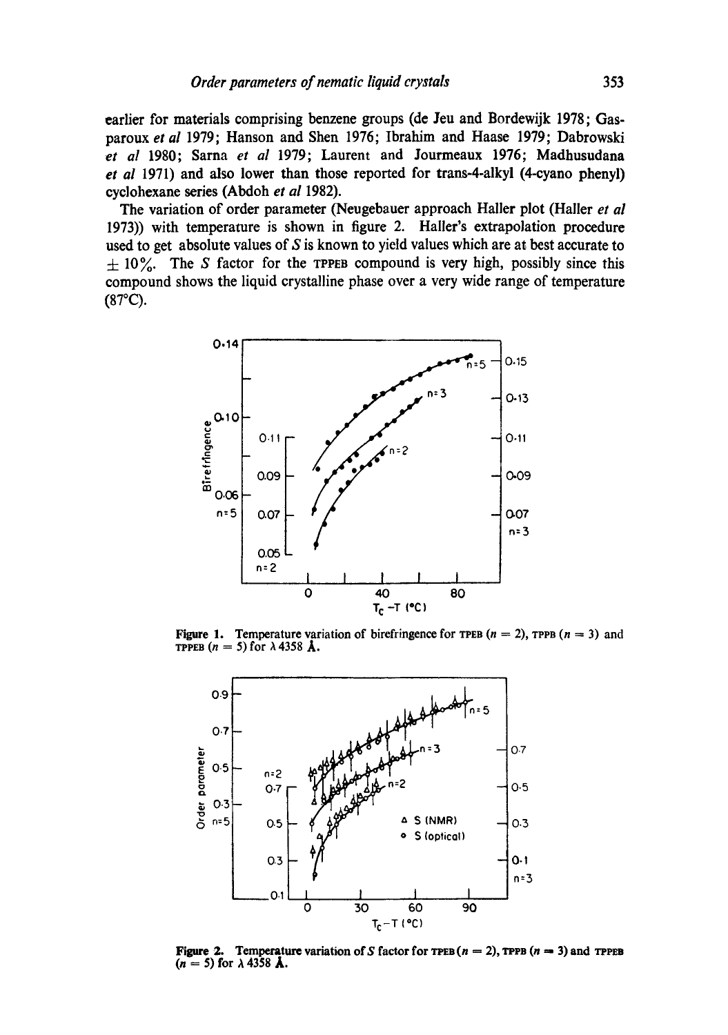earlier for materials comprising benzene groups (de Jeu and Bordewijk 1978; Gasparoux *et al* 1979; Hanson and Shen 1976; Ibrahim and Haase 1979; Dabrowski *et al* 1980; Sarna *et al* 1979; Laurent and Jourmeaux 1976; Madhusudana *et al* 1971) and also lower than those reported for trans-4-alkyl (4-cyano phenyl) cyclohexane series (Abdoh *et al* 1982).

The variation of order parameter (Neugebauer approach Haller plot (Haller *et al* 1973)) with temperature is shown in figure 2. Haller's extrapolation procedure used to get absolute values of $S$ is known to yield values which are at best accurate to $\pm 10\%$. The $S$ factor for the TPPEB compound is very high, possibly since this compound shows the liquid crystalline phase over a very wide range of temperature (87°C).

**Figure 1.** Temperature variation of birefringence for TPEB ($n = 2$), TPPB ($n = 3$) and TPPEB ($n = 5$) for $\lambda$ 4358 Å.

**Figure 2.** Temperature variation of $S$ factor for TPEB ($n = 2$), TPPB ($n = 3$) and TPPEB ($n = 5$) for $\lambda$ 4358 Å.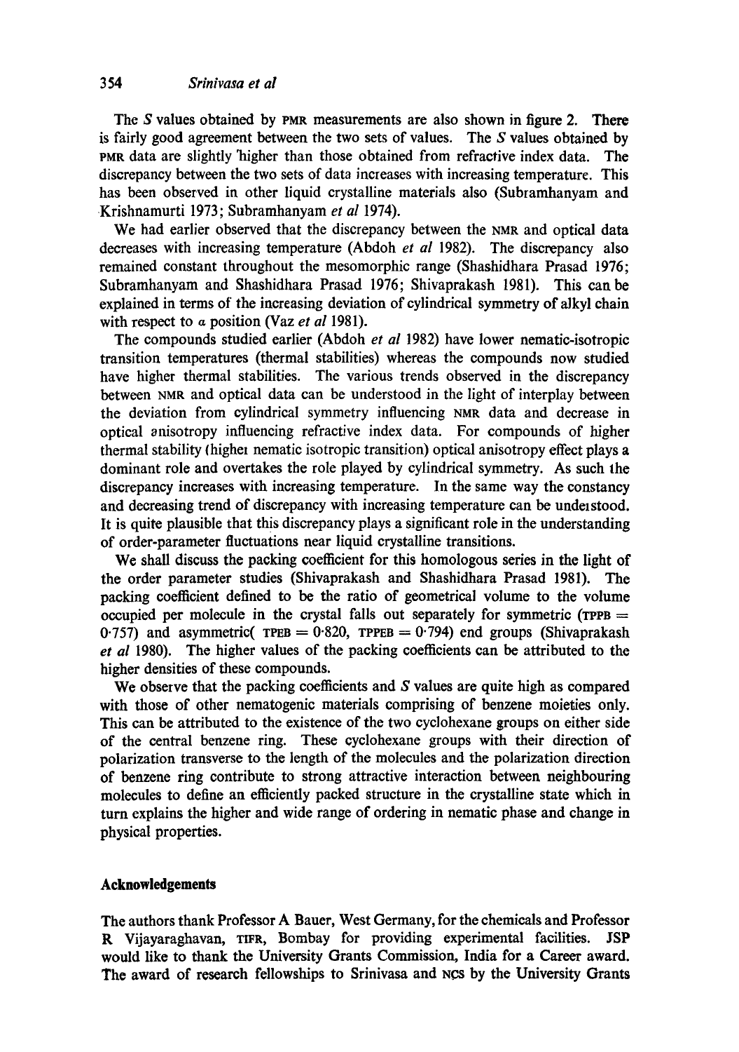The $S$ values obtained by PMR measurements are also shown in figure 2. There is fairly good agreement between the two sets of values. The $S$ values obtained by PMR data are slightly higher than those obtained from refractive index data. The discrepancy between the two sets of data increases with increasing temperature. This has been observed in other liquid crystalline materials also (Subramhanyam and Krishnamurti 1973; Subramhanyam *et al* 1974).

We had earlier observed that the discrepancy between the NMR and optical data decreases with increasing temperature (Abdoh *et al* 1982). The discrepancy also remained constant throughout the mesomorphic range (Shashidhara Prasad 1976; Subramhanyam and Shashidhara Prasad 1976; Shivaprakash 1981). This can be explained in terms of the increasing deviation of cylindrical symmetry of alkyl chain with respect to $\alpha$ position (Vaz *et al* 1981).

The compounds studied earlier (Abdoh *et al* 1982) have lower nematic-isotropic transition temperatures (thermal stabilities) whereas the compounds now studied have higher thermal stabilities. The various trends observed in the discrepancy between NMR and optical data can be understood in the light of interplay between the deviation from cylindrical symmetry influencing NMR data and decrease in optical anisotropy influencing refractive index data. For compounds of higher thermal stability (higher nematic isotropic transition) optical anisotropy effect plays a dominant role and overtakes the role played by cylindrical symmetry. As such the discrepancy increases with increasing temperature. In the same way the constancy and decreasing trend of discrepancy with increasing temperature can be understood. It is quite plausible that this discrepancy plays a significant role in the understanding of order-parameter fluctuations near liquid crystalline transitions.

We shall discuss the packing coefficient for this homologous series in the light of the order parameter studies (Shivaprakash and Shashidhara Prasad 1981). The packing coefficient defined to be the ratio of geometrical volume to the volume occupied per molecule in the crystal falls out separately for symmetric (TPPB = 0·757) and asymmetric( TPEB = 0·820, TPPEB = 0·794) end groups (Shivaprakash *et al* 1980). The higher values of the packing coefficients can be attributed to the higher densities of these compounds.

We observe that the packing coefficients and $S$ values are quite high as compared with those of other nematogenic materials comprising of benzene moieties only. This can be attributed to the existence of the two cyclohexane groups on either side of the central benzene ring. These cyclohexane groups with their direction of polarization transverse to the length of the molecules and the polarization direction of benzene ring contribute to strong attractive interaction between neighbouring molecules to define an efficiently packed structure in the crystalline state which in turn explains the higher and wide range of ordering in nematic phase and change in physical properties.

## Acknowledgements

The authors thank Professor A Bauer, West Germany, for the chemicals and Professor R Vijayaraghavan, TIFR, Bombay for providing experimental facilities. JSP would like to thank the University Grants Commission, India for a Career award. The award of research fellowships to Srinivasa and NCS by the University Grants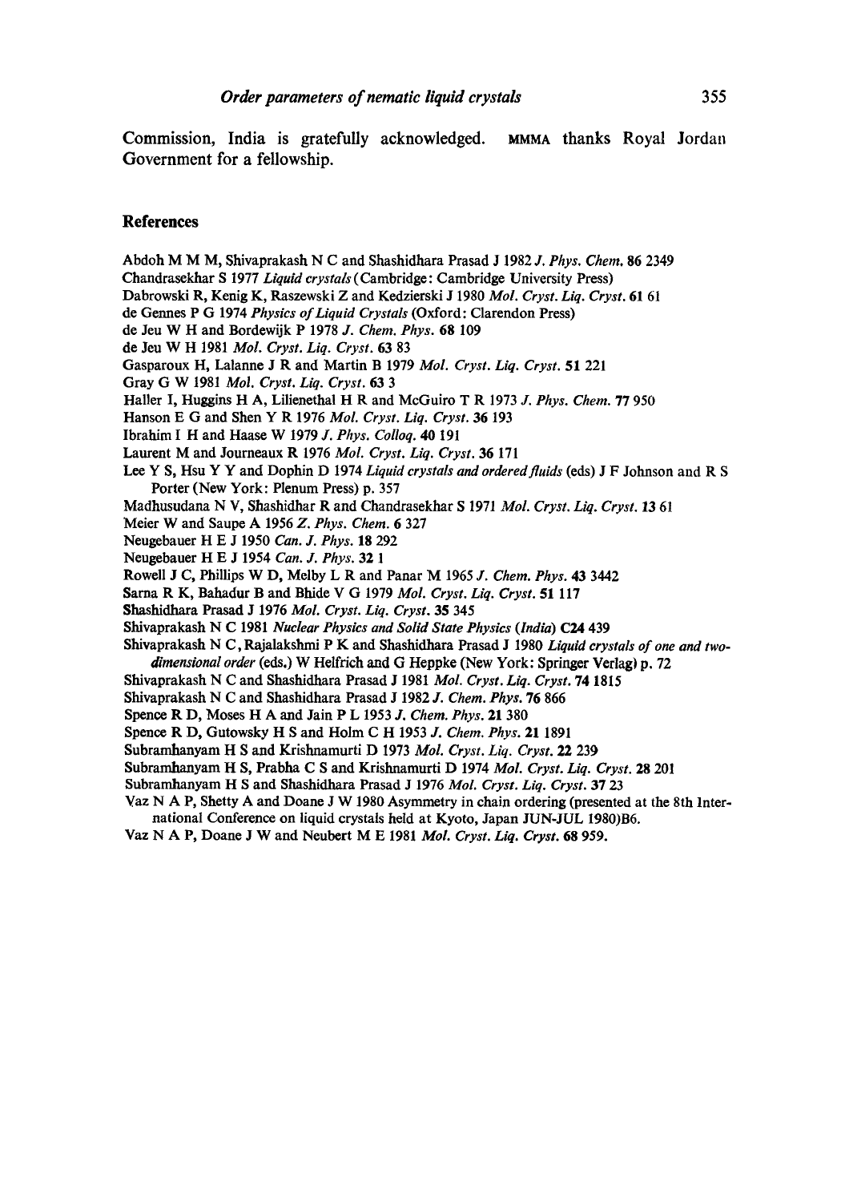Commission, India is gratefully acknowledged. MMMA thanks Royal Jordan Government for a fellowship.

## References

Abdoh M M M, Shivaprakash N C and Shashidhara Prasad J 1982 *J. Phys. Chem.* **86** 2349

Chandrasekhar S 1977 *Liquid crystals* (Cambridge: Cambridge University Press)

Dabrowski R, Kenig K, Raszewski Z and Kedzierski J 1980 *Mol. Cryst. Liq. Cryst.* **61** 61

de Gennes P G 1974 *Physics of Liquid Crystals* (Oxford: Clarendon Press)

de Jeu W H and Bordewijk P 1978 *J. Chem. Phys.* **68** 109

de Jeu W H 1981 *Mol. Cryst. Liq. Cryst.* **63** 83

Gasparoux H, Lalanne J R and Martin B 1979 *Mol. Cryst. Liq. Cryst.* **51** 221

Gray G W 1981 *Mol. Cryst. Liq. Cryst.* **63** 3

Haller I, Huggins H A, Lilienethal H R and McGuiro T R 1973 *J. Phys. Chem.* **77** 950

Hanson E G and Shen Y R 1976 *Mol. Cryst. Liq. Cryst.* **36** 193

Ibrahim I H and Haase W 1979 *J. Phys. Colloq.* **40** 191

Laurent M and Journeaux R 1976 *Mol. Cryst. Liq. Cryst.* **36** 171

Lee Y S, Hsu Y Y and Dophin D 1974 *Liquid crystals and ordered fluids* (eds) J F Johnson and R S Porter (New York: Plenum Press) p. 357

Madhusudana N V, Shashidhar R and Chandrasekhar S 1971 *Mol. Cryst. Liq. Cryst.* **13** 61

Meier W and Saupe A 1956 *Z. Phys. Chem.* **6** 327

Neugebauer H E J 1950 *Can. J. Phys.* **18** 292

Neugebauer H E J 1954 *Can. J. Phys.* **32** 1

Rowell J C, Phillips W D, Melby L R and Panar M 1965 *J. Chem. Phys.* **43** 3442

Sarna R K, Bahadur B and Bhide V G 1979 *Mol. Cryst. Liq. Cryst.* **51** 117

Shashidhara Prasad J 1976 *Mol. Cryst. Liq. Cryst.* **35** 345

Shivaprakash N C 1981 *Nuclear Physics and Solid State Physics (India)* **C24** 439

Shivaprakash N C, Rajalakshmi P K and Shashidhara Prasad J 1980 *Liquid crystals of one and two-dimensional order* (eds.) W Helfrich and G Heppke (New York: Springer Verlag) p. 72

Shivaprakash N C and Shashidhara Prasad J 1981 *Mol. Cryst. Liq. Cryst.* **74** 1815

Shivaprakash N C and Shashidhara Prasad J 1982 *J. Chem. Phys.* **76** 866

Spence R D, Moses H A and Jain P L 1953 *J. Chem. Phys.* **21** 380

Spence R D, Gutowsky H S and Holm C H 1953 *J. Chem. Phys.* **21** 1891

Subramhanyam H S and Krishnamurti D 1973 *Mol. Cryst. Liq. Cryst.* **22** 239

Subramhanyam H S, Prabha C S and Krishnamurti D 1974 *Mol. Cryst. Liq. Cryst.* **28** 201

Subramhanyam H S and Shashidhara Prasad J 1976 *Mol. Cryst. Liq. Cryst.* **37** 23

Vaz N A P, Shetty A and Doane J W 1980 Asymmetry in chain ordering (presented at the 8th International Conference on liquid crystals held at Kyoto, Japan JUN-JUL 1980)B6.

Vaz N A P, Doane J W and Neubert M E 1981 *Mol. Cryst. Liq. Cryst.* **68** 959.